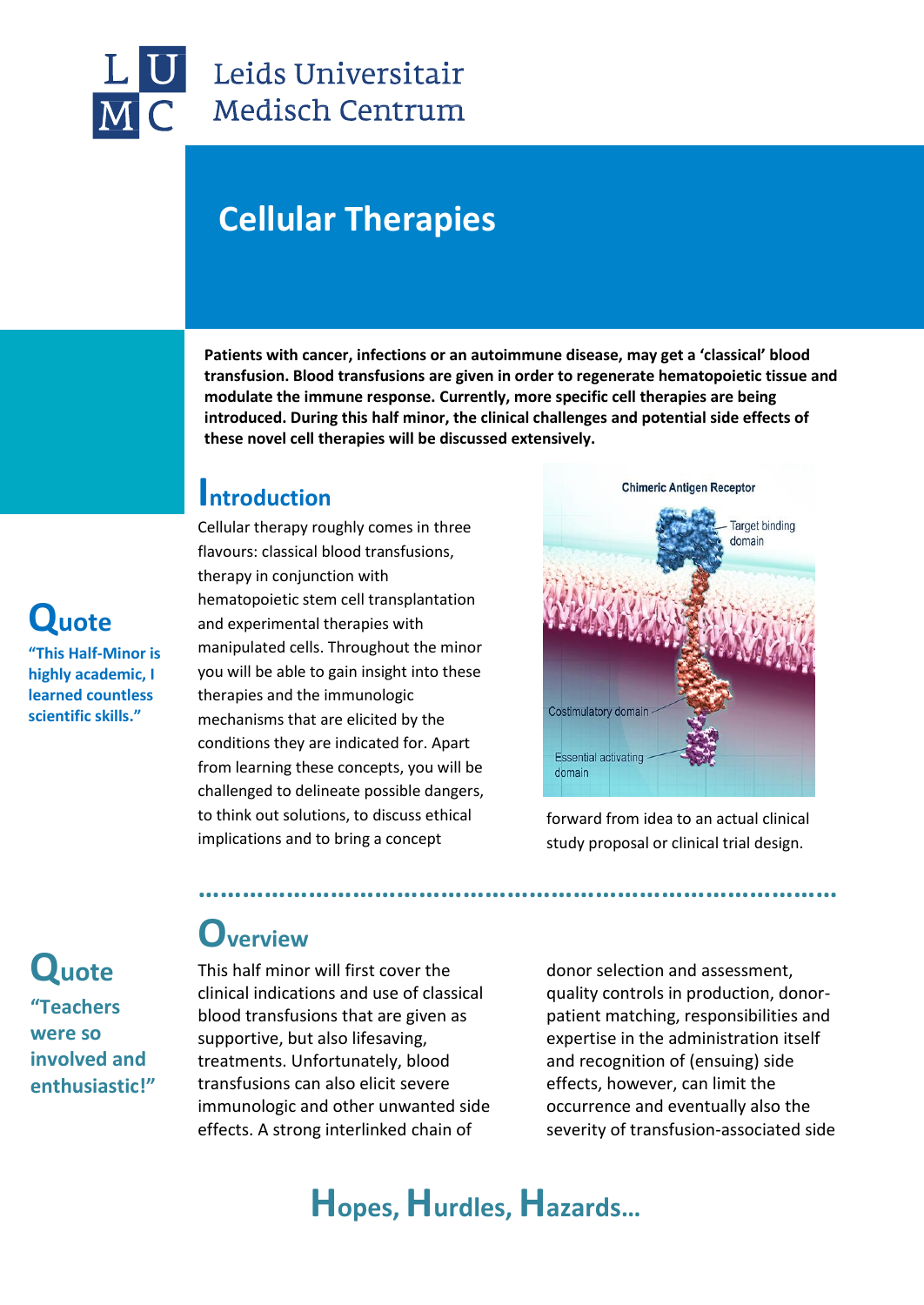Leids Universitair Medisch Centrum

# Cellular Therapies

**Patients with cancer, infections or an autoimmune disease, may get a 'classical' blood transfusion. Blood transfusions are given in order to regenerate hematopoietic tissue and modulate the immune response. Currently, more specific cell therapies are being introduced. During this half minor, the clinical challenges and potential side effects of these novel cell therapies will be discussed extensively.**

## Introduction

Cellular therapy roughly comes in three flavours: classical blood transfusions, therapy in conjunction with hematopoietic stem cell transplantation and experimental therapies with manipulated cells. Throughout the minor you will be able to gain insight into these therapies and the immunologic mechanisms that are elicited by the conditions they are indicated for. Apart from learning these concepts, you will be challenged to delineate possible dangers, to think out solutions, to discuss ethical implications and to bring a concept forward from idea to an actual clinical study proposal or clinical trial design.

Chimeric Antigen Receptor

Target binding domain

Costimulatory domain

Essential activating domain

### Quote

**"This Half-Minor is highly academic, I learned countless scientific skills."**

## Overview

This half minor will first cover the clinical indications and use of classical blood transfusions that are given as supportive, but also lifesaving, treatments. Unfortunately, blood transfusions can also elicit severe immunologic and other unwanted side effects. A strong interlinked chain of donor selection and assessment, quality controls in production, donor-patient matching, responsibilities and expertise in the administration itself and recognition of (ensuing) side effects, however, can limit the occurrence and eventually also the severity of transfusion-associated side

### Quote

**"Teachers were so involved and enthusiastic!"**

## Hopes, Hurdles, Hazards...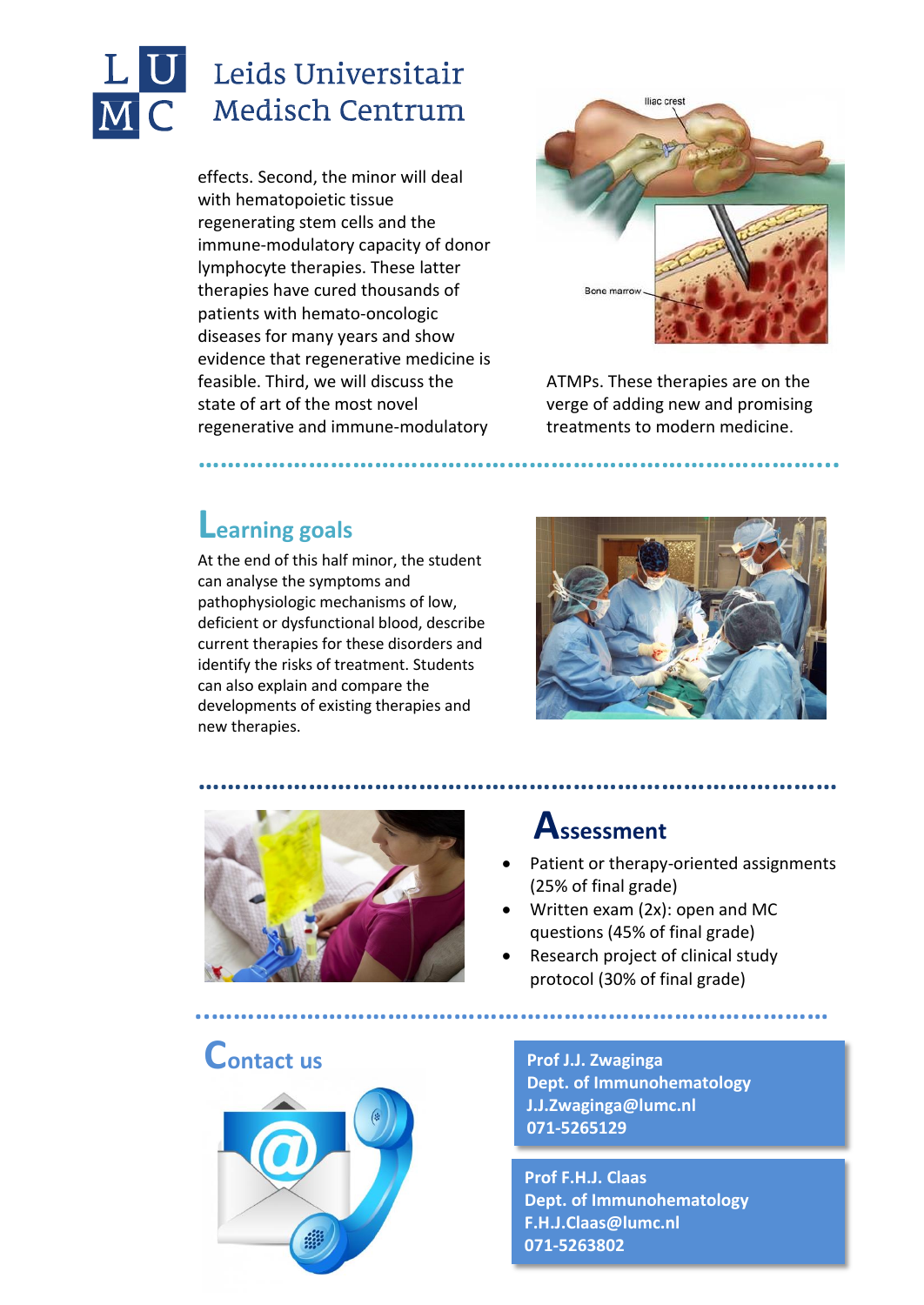effects. Second, the minor will deal with hematopoietic tissue regenerating stem cells and the immune-modulatory capacity of donor lymphocyte therapies. These latter therapies have cured thousands of patients with hemato-oncologic diseases for many years and show evidence that regenerative medicine is feasible. Third, we will discuss the state of art of the most novel regenerative and immune-modulatory ATMPs. These therapies are on the verge of adding new and promising treatments to modern medicine.

## Learning goals

At the end of this half minor, the student can analyse the symptoms and pathophysiologic mechanisms of low, deficient or dysfunctional blood, describe current therapies for these disorders and identify the risks of treatment. Students can also explain and compare the developments of existing therapies and new therapies.

## Assessment

- Patient or therapy-oriented assignments (25% of final grade)
- Written exam (2x): open and MC questions (45% of final grade)
- Research project of clinical study protocol (30% of final grade)

## Contact us

**Prof J.J. Zwaginga**
**Dept. of Immunohematology**
**J.J.Zwaginga@lumc.nl**
**071-5265129**

**Prof F.H.J. Claas**
**Dept. of Immunohematology**
**F.H.J.Claas@lumc.nl**
**071-5263802**